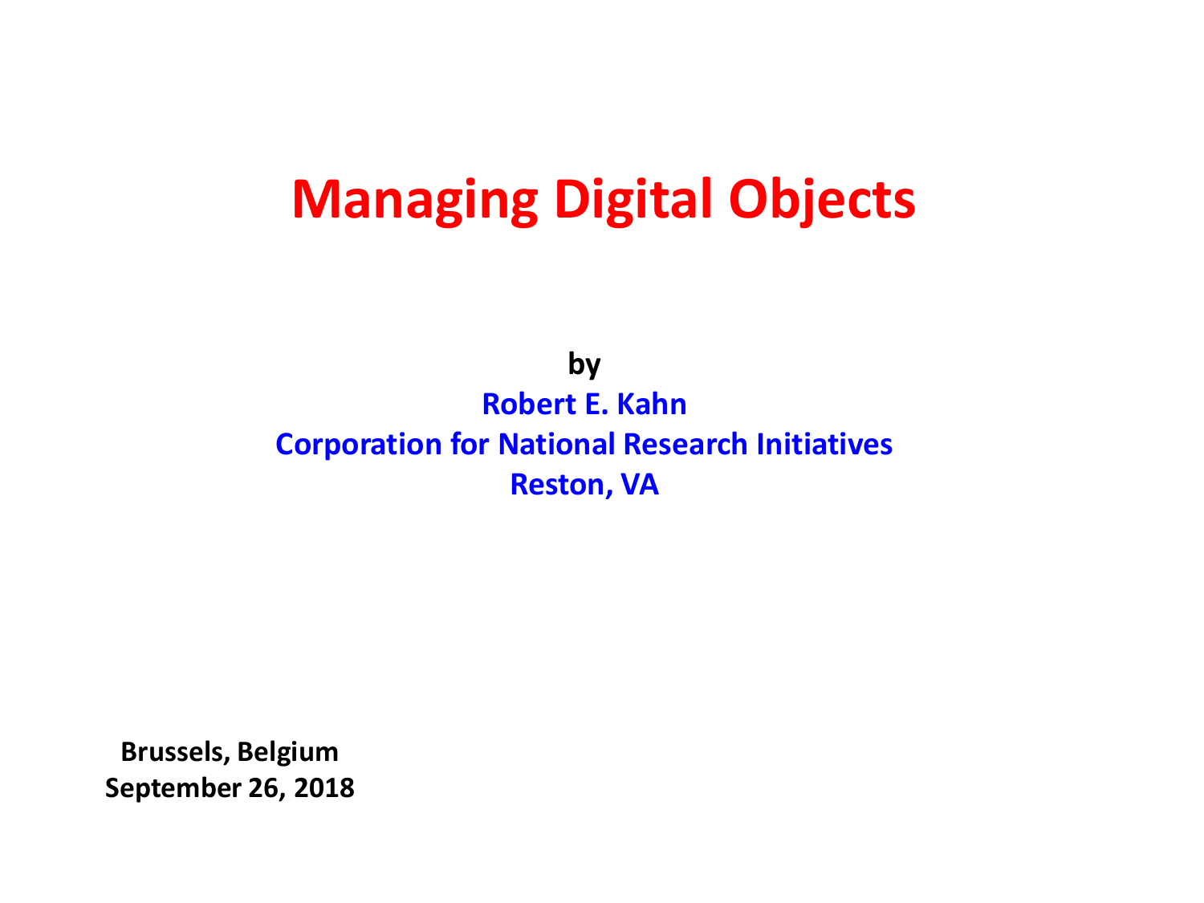# Managing Digital Objects

**by**

**Robert E. Kahn**

**Corporation for National Research Initiatives**

**Reston, VA**

**Brussels, Belgium**

**September 26, 2018**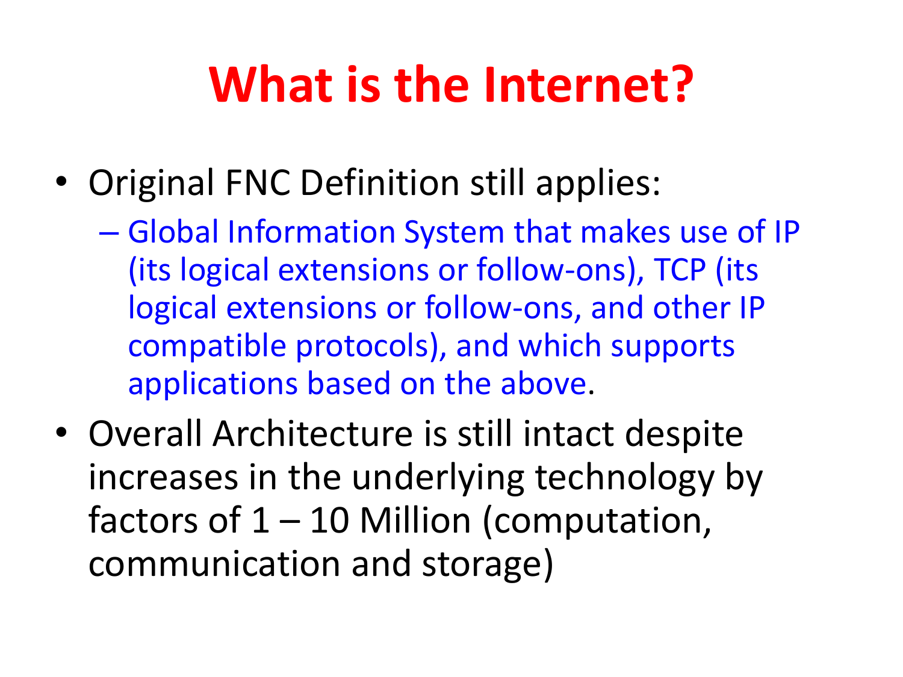# What is the Internet?

- Original FNC Definition still applies:
  - Global Information System that makes use of IP (its logical extensions or follow-ons), TCP (its logical extensions or follow-ons, and other IP compatible protocols), and which supports applications based on the above.
- Overall Architecture is still intact despite increases in the underlying technology by factors of 1 – 10 Million (computation, communication and storage)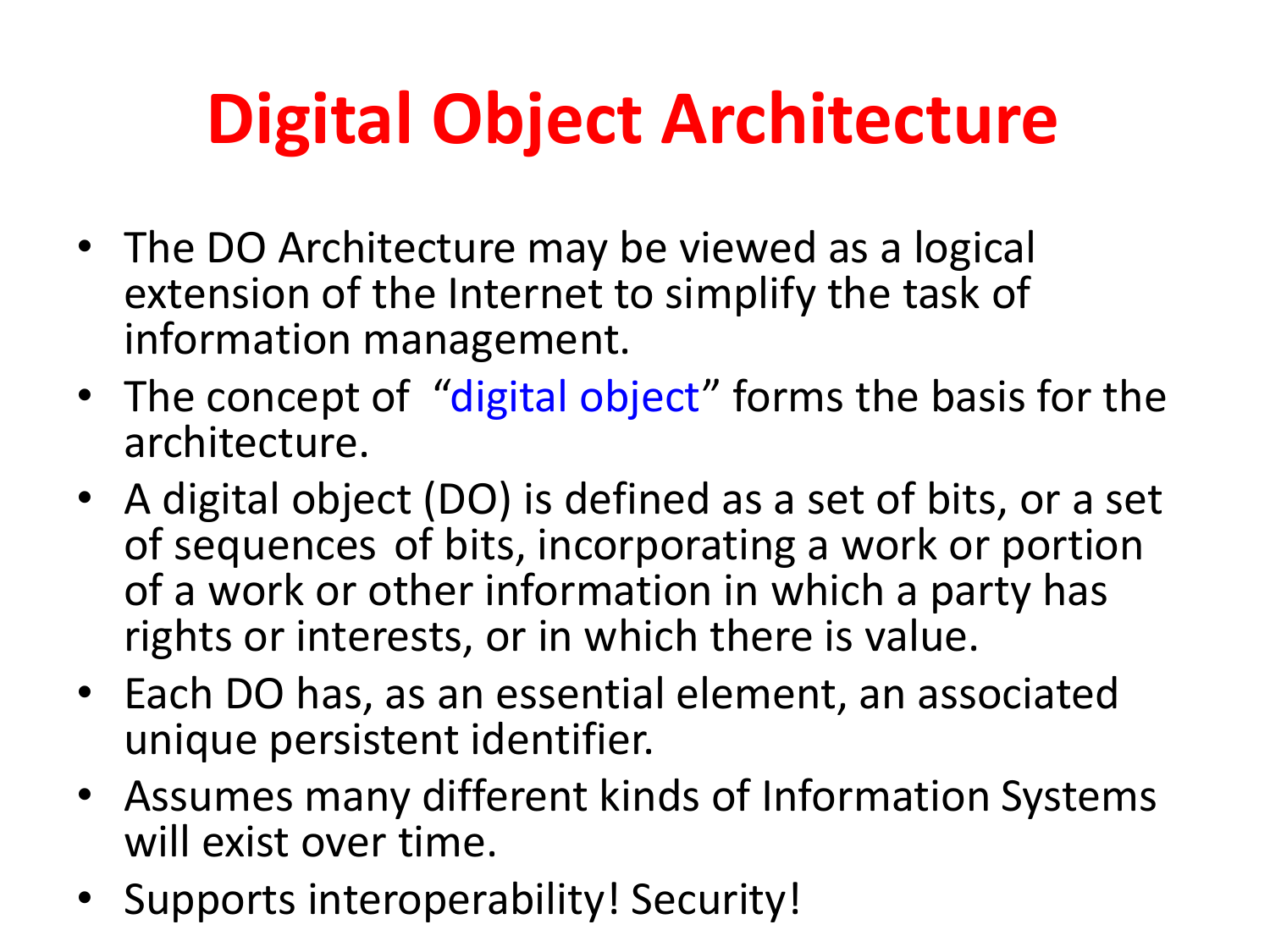# Digital Object Architecture

- The DO Architecture may be viewed as a logical extension of the Internet to simplify the task of information management.
- The concept of "digital object" forms the basis for the architecture.
- A digital object (DO) is defined as a set of bits, or a set of sequences of bits, incorporating a work or portion of a work or other information in which a party has rights or interests, or in which there is value.
- Each DO has, as an essential element, an associated unique persistent identifier.
- Assumes many different kinds of Information Systems will exist over time.
- Supports interoperability! Security!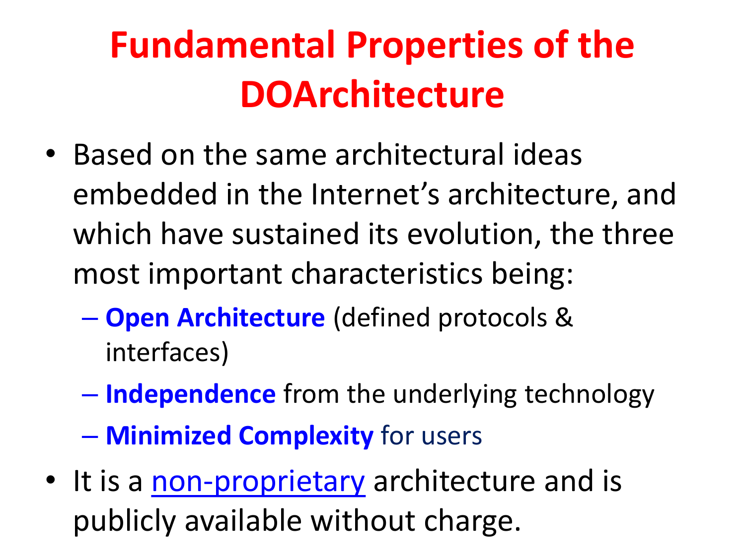# Fundamental Properties of the DOArchitecture

- Based on the same architectural ideas embedded in the Internet’s architecture, and which have sustained its evolution, the three most important characteristics being:
  - **Open Architecture** (defined protocols & interfaces)
  - **Independence** from the underlying technology
  - **Minimized Complexity** for users
- It is a non-proprietary architecture and is publicly available without charge.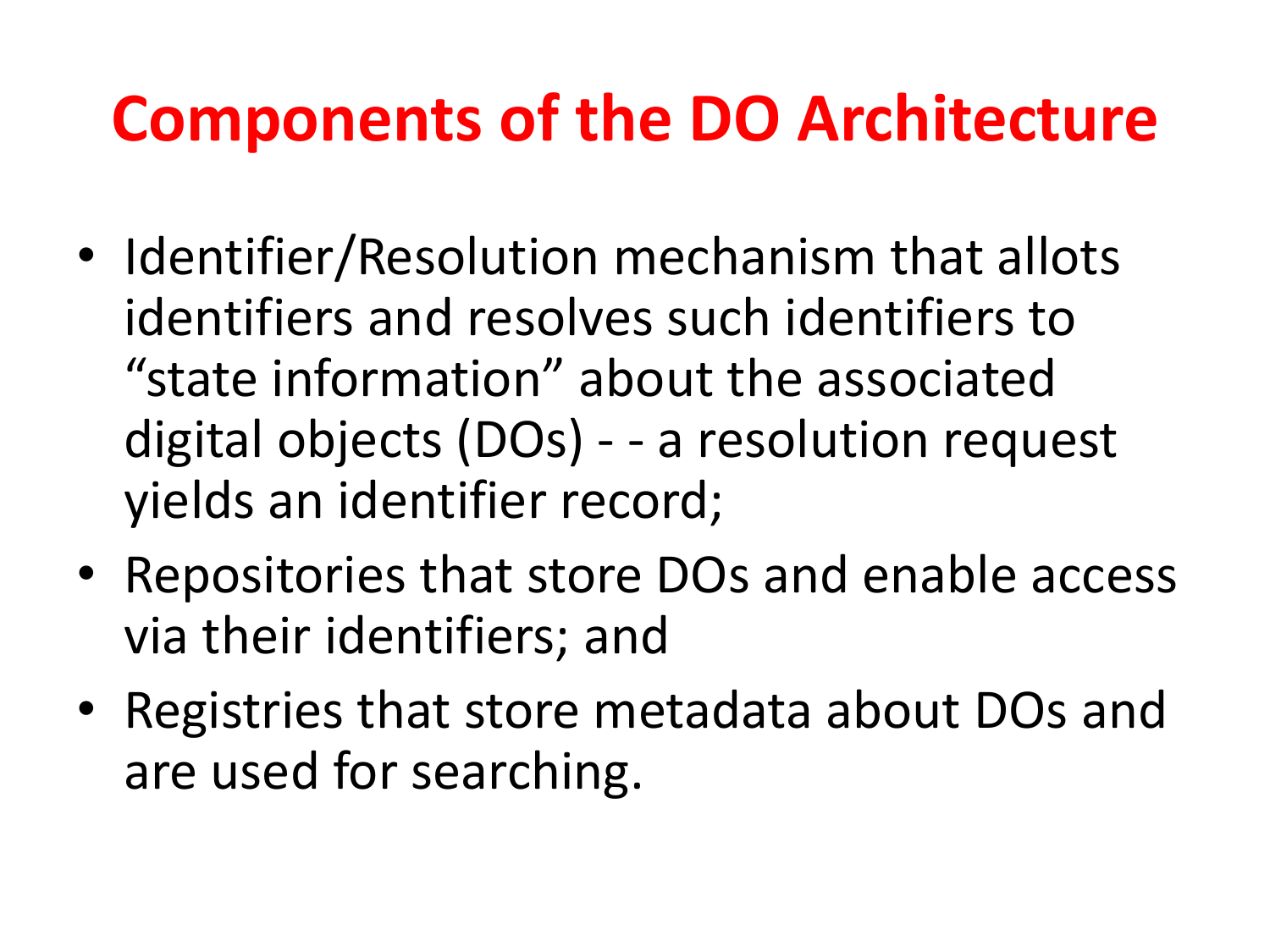# Components of the DO Architecture

- Identifier/Resolution mechanism that allots identifiers and resolves such identifiers to "state information" about the associated digital objects (DOs) - - a resolution request yields an identifier record;
- Repositories that store DOs and enable access via their identifiers; and
- Registries that store metadata about DOs and are used for searching.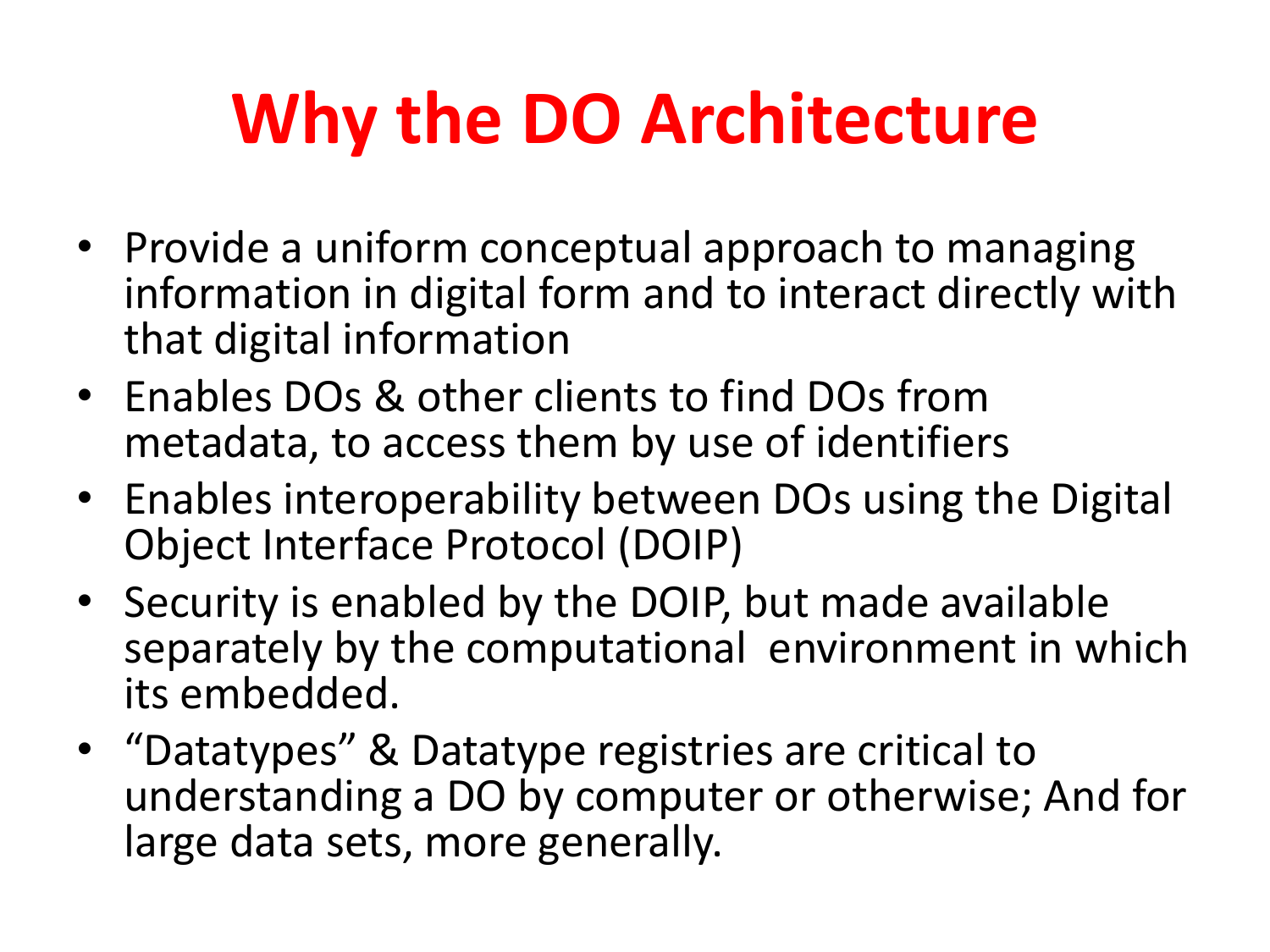# Why the DO Architecture

- Provide a uniform conceptual approach to managing information in digital form and to interact directly with that digital information
- Enables DOs & other clients to find DOs from metadata, to access them by use of identifiers
- Enables interoperability between DOs using the Digital Object Interface Protocol (DOIP)
- Security is enabled by the DOIP, but made available separately by the computational environment in which its embedded.
- “Datatypes” & Datatype registries are critical to understanding a DO by computer or otherwise; And for large data sets, more generally.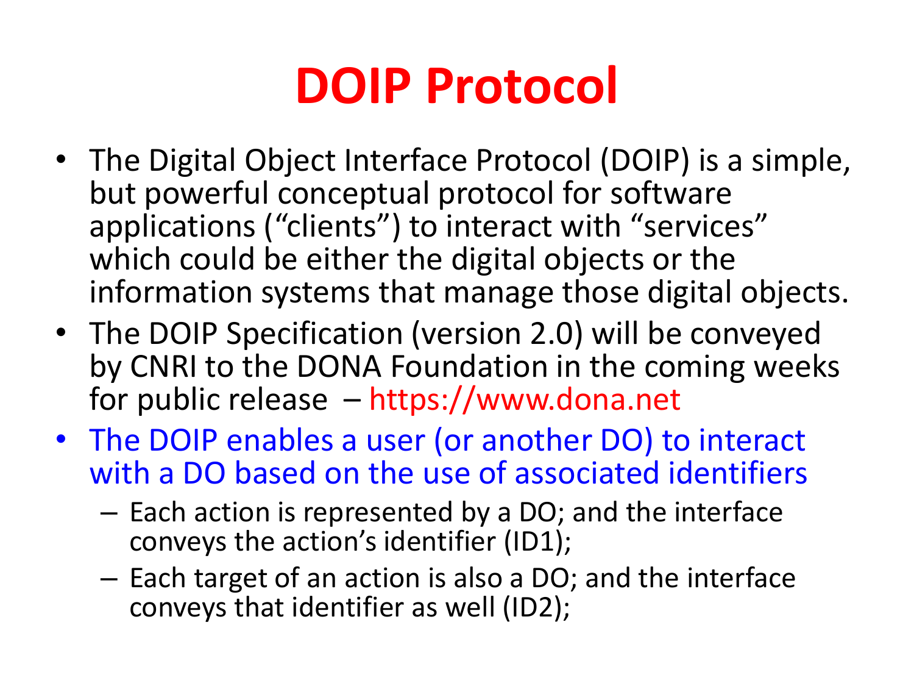# DOIP Protocol

- The Digital Object Interface Protocol (DOIP) is a simple, but powerful conceptual protocol for software applications ("clients") to interact with "services" which could be either the digital objects or the information systems that manage those digital objects.
- The DOIP Specification (version 2.0) will be conveyed by CNRI to the DONA Foundation in the coming weeks for public release – https://www.dona.net
- The DOIP enables a user (or another DO) to interact with a DO based on the use of associated identifiers
  - Each action is represented by a DO; and the interface conveys the action's identifier (ID1);
  - Each target of an action is also a DO; and the interface conveys that identifier as well (ID2);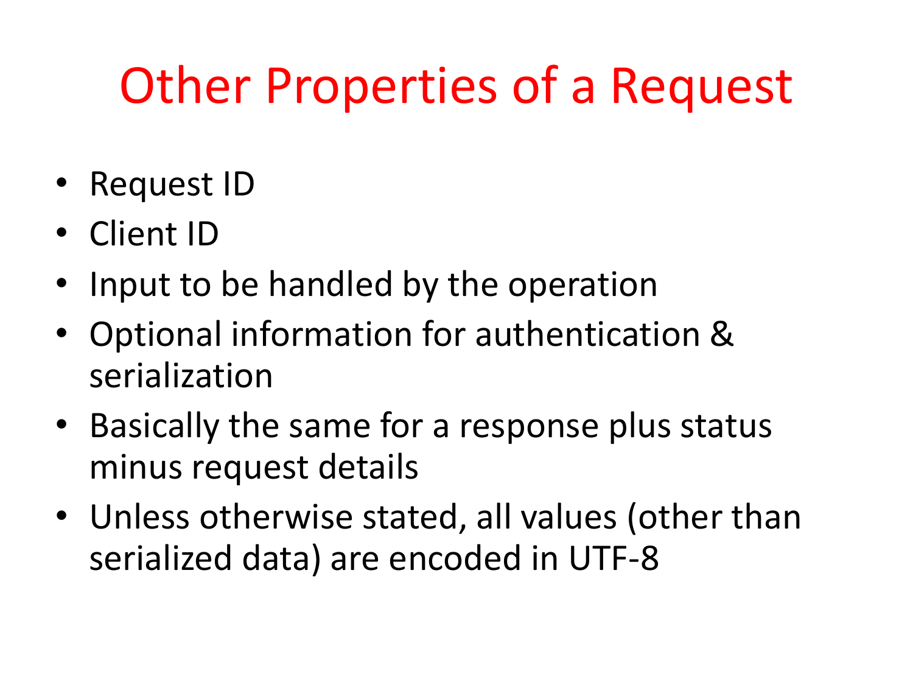# Other Properties of a Request

- Request ID
- Client ID
- Input to be handled by the operation
- Optional information for authentication & serialization
- Basically the same for a response plus status minus request details
- Unless otherwise stated, all values (other than serialized data) are encoded in UTF-8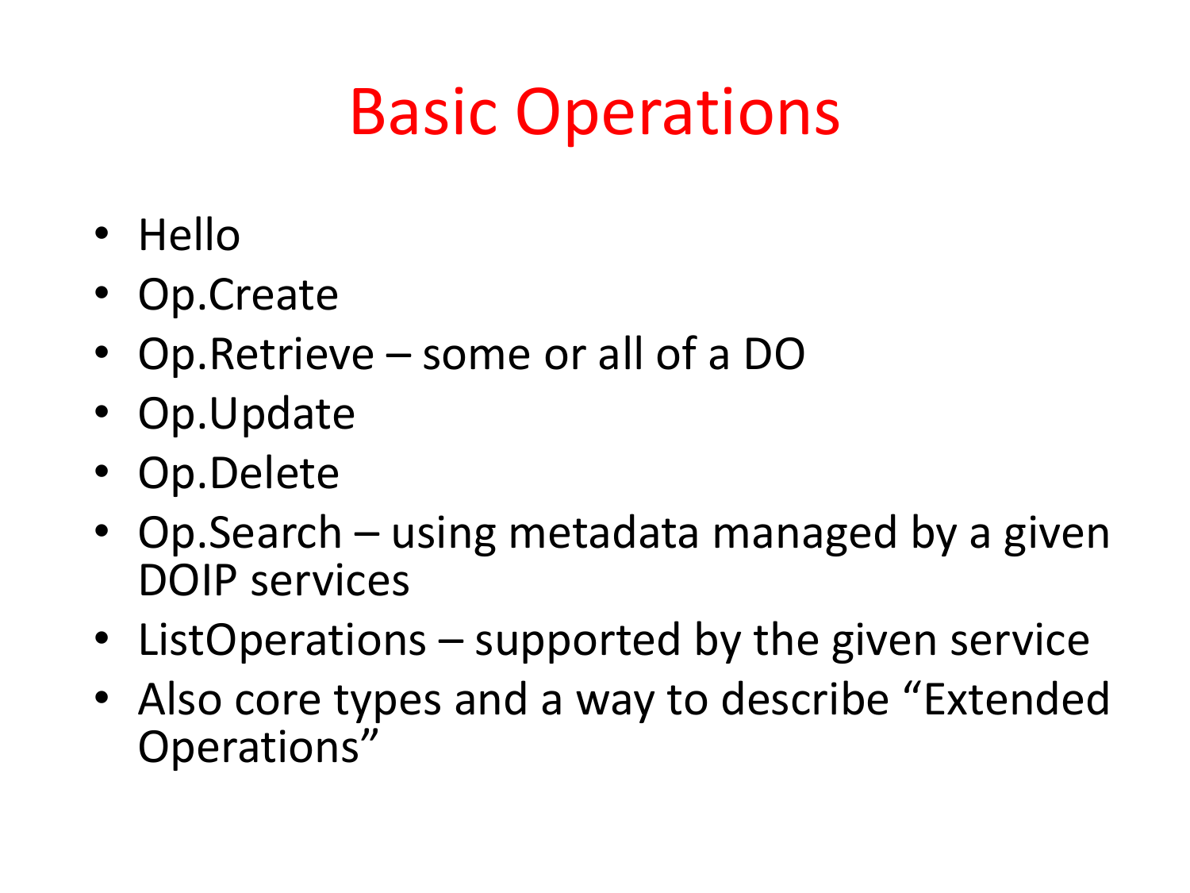# Basic Operations

- Hello
- Op.Create
- Op.Retrieve – some or all of a DO
- Op.Update
- Op.Delete
- Op.Search – using metadata managed by a given DOIP services
- ListOperations – supported by the given service
- Also core types and a way to describe “Extended Operations”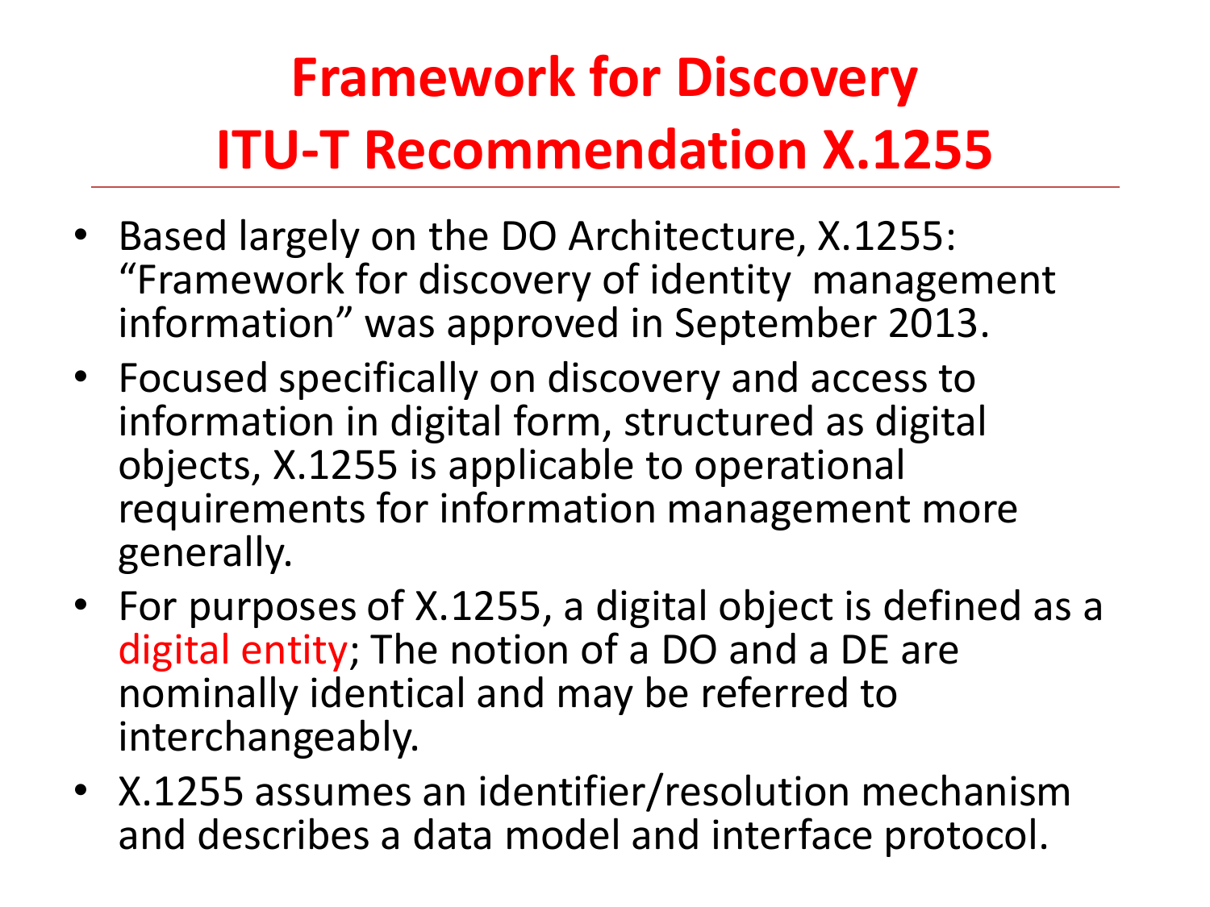# Framework for Discovery
# ITU-T Recommendation X.1255

- Based largely on the DO Architecture, X.1255: "Framework for discovery of identity management information" was approved in September 2013.
- Focused specifically on discovery and access to information in digital form, structured as digital objects, X.1255 is applicable to operational requirements for information management more generally.
- For purposes of X.1255, a digital object is defined as a digital entity; The notion of a DO and a DE are nominally identical and may be referred to interchangeably.
- X.1255 assumes an identifier/resolution mechanism and describes a data model and interface protocol.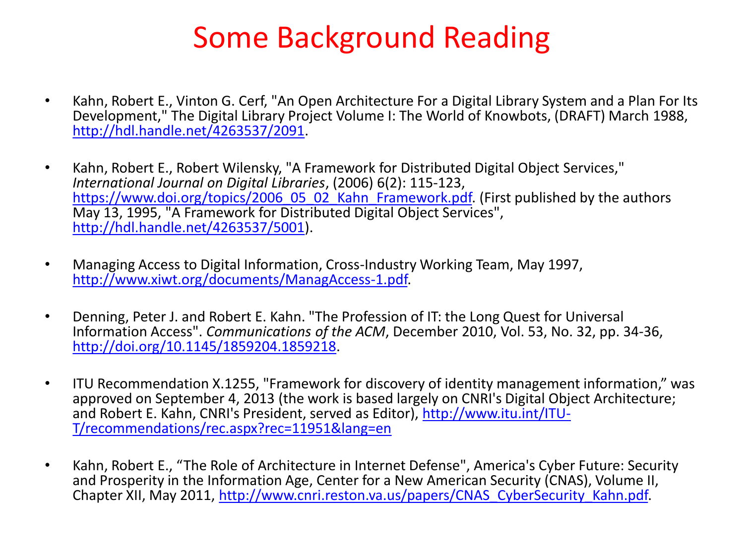# Some Background Reading

- Kahn, Robert E., Vinton G. Cerf, "An Open Architecture For a Digital Library System and a Plan For Its Development," The Digital Library Project Volume I: The World of Knowbots, (DRAFT) March 1988, http://hdl.handle.net/4263537/2091.

- Kahn, Robert E., Robert Wilensky, "A Framework for Distributed Digital Object Services," *International Journal on Digital Libraries*, (2006) 6(2): 115-123, https://www.doi.org/topics/2006_05_02_Kahn_Framework.pdf. (First published by the authors May 13, 1995, "A Framework for Distributed Digital Object Services", http://hdl.handle.net/4263537/5001).

- Managing Access to Digital Information, Cross-Industry Working Team, May 1997, http://www.xiwt.org/documents/ManagAccess-1.pdf.

- Denning, Peter J. and Robert E. Kahn. "The Profession of IT: the Long Quest for Universal Information Access". *Communications of the ACM*, December 2010, Vol. 53, No. 32, pp. 34-36, http://doi.org/10.1145/1859204.1859218.

- ITU Recommendation X.1255, "Framework for discovery of identity management information," was approved on September 4, 2013 (the work is based largely on CNRI's Digital Object Architecture; and Robert E. Kahn, CNRI's President, served as Editor), http://www.itu.int/ITU-T/recommendations/rec.aspx?rec=11951&lang=en

- Kahn, Robert E., "The Role of Architecture in Internet Defense", America's Cyber Future: Security and Prosperity in the Information Age, Center for a New American Security (CNAS), Volume II, Chapter XII, May 2011, http://www.cnri.reston.va.us/papers/CNAS_CyberSecurity_Kahn.pdf.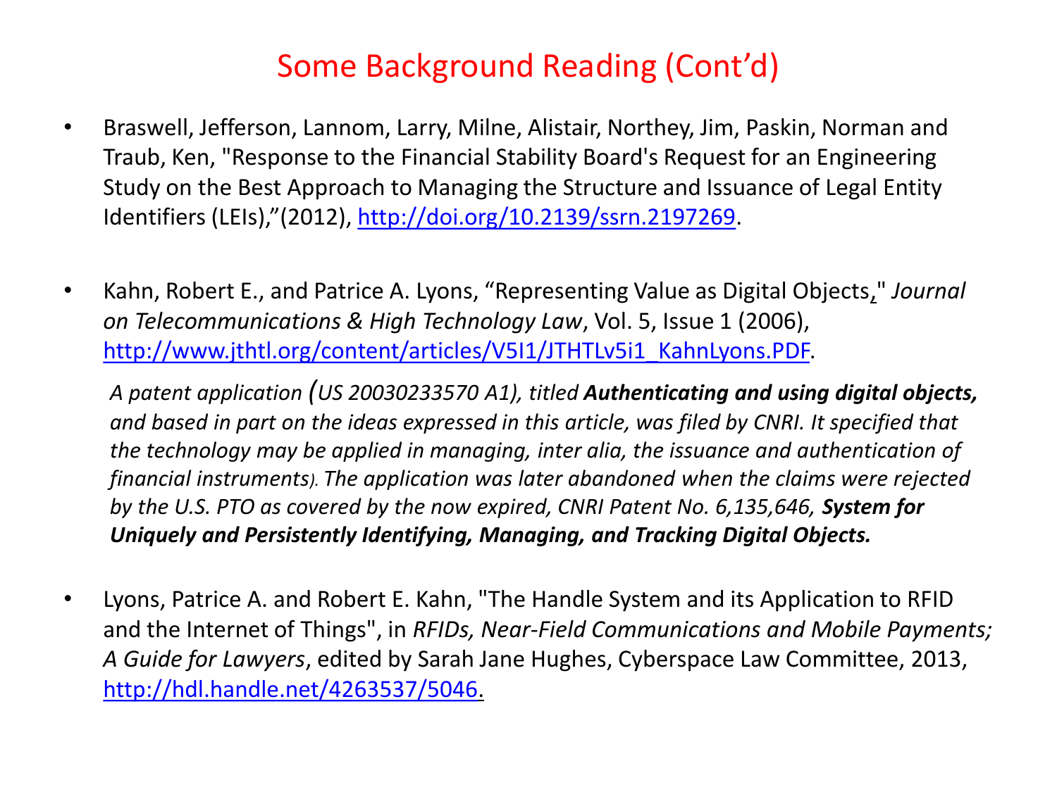# Some Background Reading (Cont'd)

- Braswell, Jefferson, Lannom, Larry, Milne, Alistair, Northey, Jim, Paskin, Norman and Traub, Ken, "Response to the Financial Stability Board's Request for an Engineering Study on the Best Approach to Managing the Structure and Issuance of Legal Entity Identifiers (LEIs),"(2012), http://doi.org/10.2139/ssrn.2197269.

- Kahn, Robert E., and Patrice A. Lyons, "Representing Value as Digital Objects," *Journal on Telecommunications & High Technology Law*, Vol. 5, Issue 1 (2006), http://www.jthtl.org/content/articles/V5I1/JTHTLv5i1_KahnLyons.PDF.

  *A patent application (US 20030233570 A1), titled* ***Authenticating and using digital objects,*** *and based in part on the ideas expressed in this article, was filed by CNRI. It specified that the technology may be applied in managing, inter alia, the issuance and authentication of financial instruments). The application was later abandoned when the claims were rejected by the U.S. PTO as covered by the now expired, CNRI Patent No. 6,135,646,* ***System for Uniquely and Persistently Identifying, Managing, and Tracking Digital Objects.***

- Lyons, Patrice A. and Robert E. Kahn, "The Handle System and its Application to RFID and the Internet of Things", in *RFIDs, Near-Field Communications and Mobile Payments; A Guide for Lawyers*, edited by Sarah Jane Hughes, Cyberspace Law Committee, 2013, http://hdl.handle.net/4263537/5046.